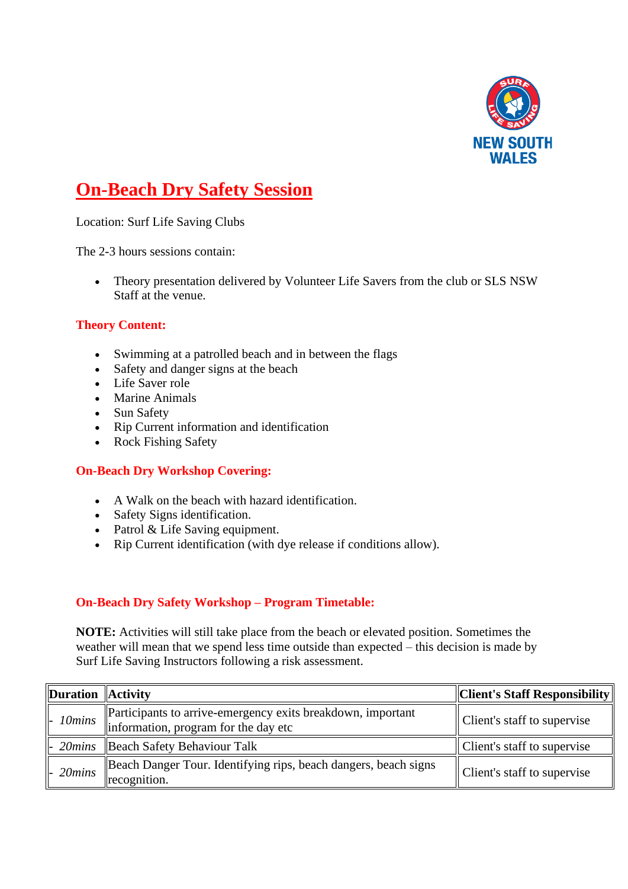# On-Beach Dry Safety Session

Location: Surf Life Saving Clubs

The 2-3 hours sessions contain:

- Theory presentation delivered by Volunteer Life Savers from the club or SLS NSW Staff at the venue.

### Theory Content:

- Swimming at a patrolled beach and in between the flags
- Safety and danger signs at the beach
- Life Saver role
- Marine Animals
- Sun Safety
- Rip Current information and identification
- Rock Fishing Safety

### On-Beach Dry Workshop Covering:

- A Walk on the beach with hazard identification.
- Safety Signs identification.
- Patrol & Life Saving equipment.
- Rip Current identification (with dye release if conditions allow).

### On-Beach Dry Safety Workshop – Program Timetable:

**NOTE:** Activities will still take place from the beach or elevated position. Sometimes the weather will mean that we spend less time outside than expected – this decision is made by Surf Life Saving Instructors following a risk assessment.

| Duration | Activity | Client's Staff Responsibility |
|---|---|---|
| - *10mins* | Participants to arrive-emergency exits breakdown, important information, program for the day etc | Client's staff to supervise |
| - *20mins* | Beach Safety Behaviour Talk | Client's staff to supervise |
| - *20mins* | Beach Danger Tour. Identifying rips, beach dangers, beach signs recognition. | Client's staff to supervise |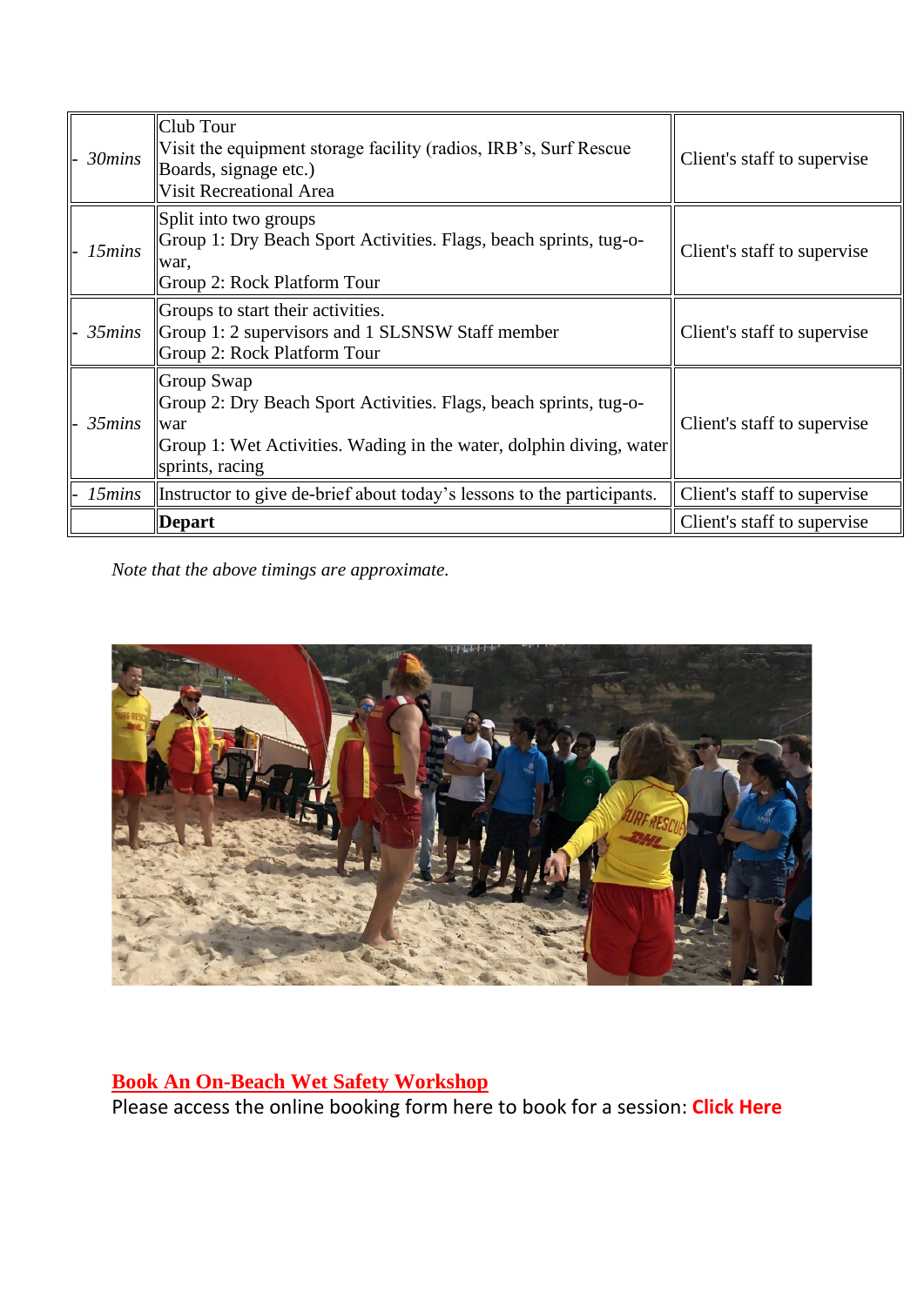| | | |
|---|---|---|
| - *30mins* | Club Tour<br>Visit the equipment storage facility (radios, IRB's, Surf Rescue Boards, signage etc.)<br>Visit Recreational Area | Client's staff to supervise |
| - *15mins* | Split into two groups<br>Group 1: Dry Beach Sport Activities. Flags, beach sprints, tug-o-war,<br>Group 2: Rock Platform Tour | Client's staff to supervise |
| - *35mins* | Groups to start their activities.<br>Group 1: 2 supervisors and 1 SLSNSW Staff member<br>Group 2: Rock Platform Tour | Client's staff to supervise |
| - *35mins* | Group Swap<br>Group 2: Dry Beach Sport Activities. Flags, beach sprints, tug-o-war<br>Group 1: Wet Activities. Wading in the water, dolphin diving, water sprints, racing | Client's staff to supervise |
| - *15mins* | Instructor to give de-brief about today's lessons to the participants. | Client's staff to supervise |
| | **Depart** | Client's staff to supervise |

*Note that the above timings are approximate.*

**Book An On-Beach Wet Safety Workshop**

Please access the online booking form here to book for a session: **Click Here**